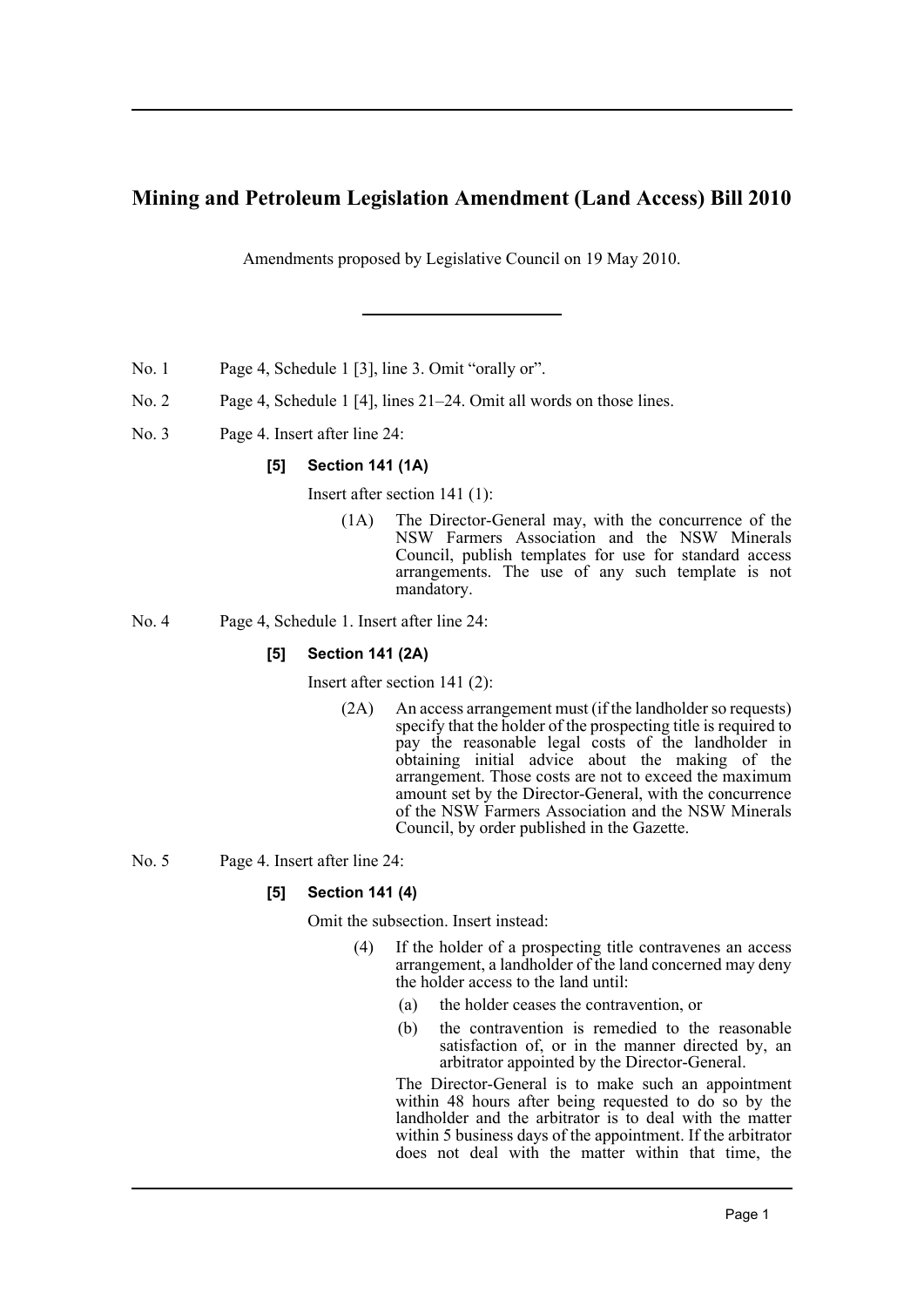# Mining and Petroleum Legislation Amendment (Land Access) Bill 2010

Amendments proposed by Legislative Council on 19 May 2010.

No. 1 Page 4, Schedule 1 [3], line 3. Omit "orally or".

No. 2 Page 4, Schedule 1 [4], lines 21–24. Omit all words on those lines.

No. 3 Page 4. Insert after line 24:

**[5] Section 141 (1A)**

Insert after section 141 (1):

(1A) The Director-General may, with the concurrence of the NSW Farmers Association and the NSW Minerals Council, publish templates for use for standard access arrangements. The use of any such template is not mandatory.

No. 4 Page 4, Schedule 1. Insert after line 24:

**[5] Section 141 (2A)**

Insert after section 141 (2):

(2A) An access arrangement must (if the landholder so requests) specify that the holder of the prospecting title is required to pay the reasonable legal costs of the landholder in obtaining initial advice about the making of the arrangement. Those costs are not to exceed the maximum amount set by the Director-General, with the concurrence of the NSW Farmers Association and the NSW Minerals Council, by order published in the Gazette.

No. 5 Page 4. Insert after line 24:

**[5] Section 141 (4)**

Omit the subsection. Insert instead:

(4) If the holder of a prospecting title contravenes an access arrangement, a landholder of the land concerned may deny the holder access to the land until:

(a) the holder ceases the contravention, or

(b) the contravention is remedied to the reasonable satisfaction of, or in the manner directed by, an arbitrator appointed by the Director-General.

The Director-General is to make such an appointment within 48 hours after being requested to do so by the landholder and the arbitrator is to deal with the matter within 5 business days of the appointment. If the arbitrator does not deal with the matter within that time, the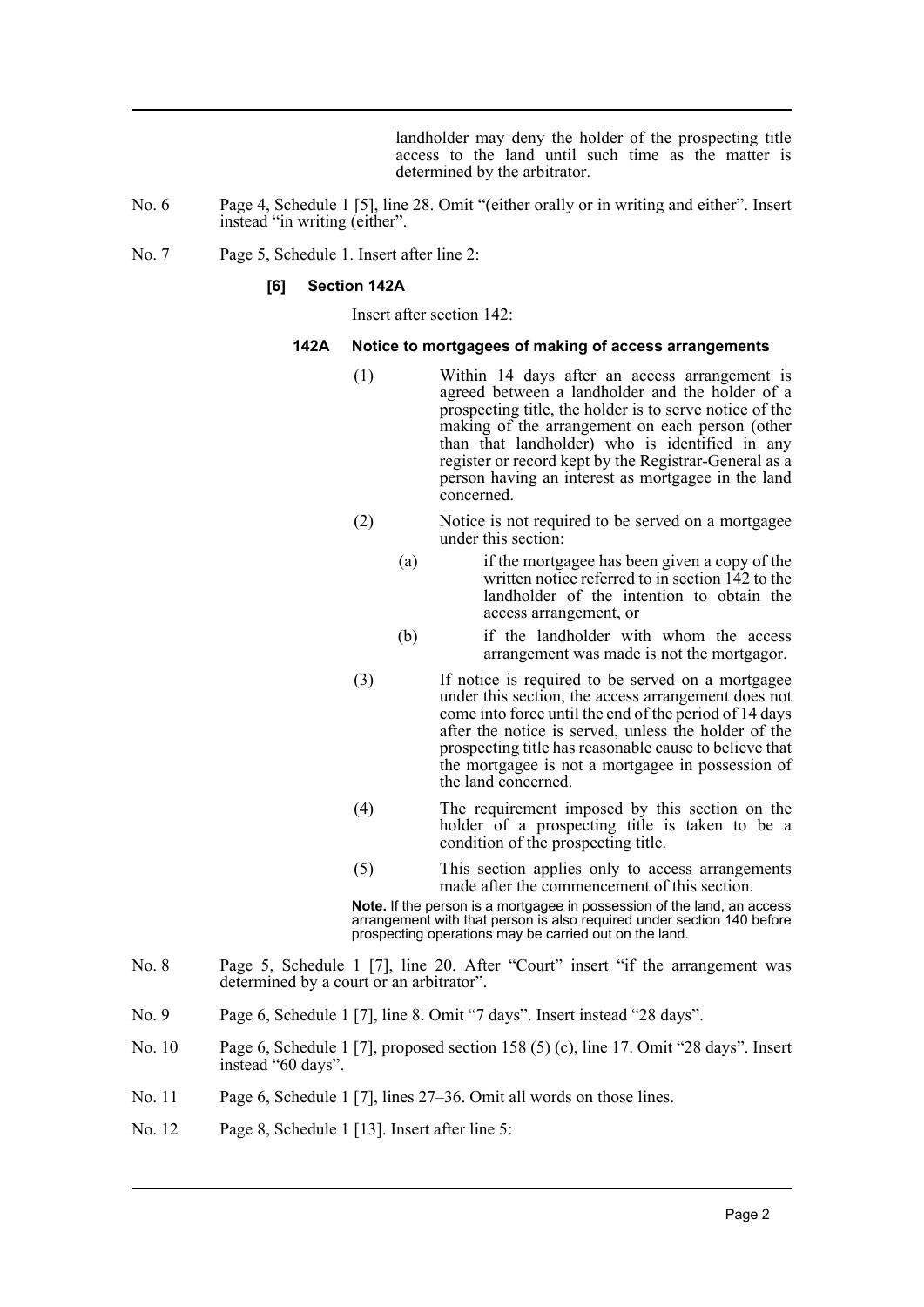landholder may deny the holder of the prospecting title access to the land until such time as the matter is determined by the arbitrator.

No. 6 Page 4, Schedule 1 [5], line 28. Omit "(either orally or in writing and either". Insert instead "in writing (either".

No. 7 Page 5, Schedule 1. Insert after line 2:

**[6] Section 142A**

Insert after section 142:

**142A Notice to mortgagees of making of access arrangements**

(1) Within 14 days after an access arrangement is agreed between a landholder and the holder of a prospecting title, the holder is to serve notice of the making of the arrangement on each person (other than that landholder) who is identified in any register or record kept by the Registrar-General as a person having an interest as mortgagee in the land concerned.

(2) Notice is not required to be served on a mortgagee under this section:

(a) if the mortgagee has been given a copy of the written notice referred to in section 142 to the landholder of the intention to obtain the access arrangement, or

(b) if the landholder with whom the access arrangement was made is not the mortgagor.

(3) If notice is required to be served on a mortgagee under this section, the access arrangement does not come into force until the end of the period of 14 days after the notice is served, unless the holder of the prospecting title has reasonable cause to believe that the mortgagee is not a mortgagee in possession of the land concerned.

(4) The requirement imposed by this section on the holder of a prospecting title is taken to be a condition of the prospecting title.

(5) This section applies only to access arrangements made after the commencement of this section.

**Note.** If the person is a mortgagee in possession of the land, an access arrangement with that person is also required under section 140 before prospecting operations may be carried out on the land.

No. 8 Page 5, Schedule 1 [7], line 20. After "Court" insert "if the arrangement was determined by a court or an arbitrator".

No. 9 Page 6, Schedule 1 [7], line 8. Omit "7 days". Insert instead "28 days".

No. 10 Page 6, Schedule 1 [7], proposed section 158 (5) (c), line 17. Omit "28 days". Insert instead "60 days".

No. 11 Page 6, Schedule 1 [7], lines 27–36. Omit all words on those lines.

No. 12 Page 8, Schedule 1 [13]. Insert after line 5: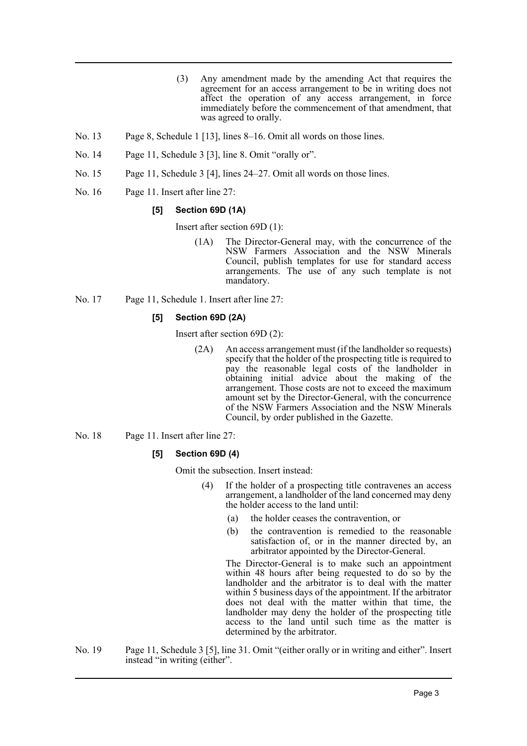(3) Any amendment made by the amending Act that requires the agreement for an access arrangement to be in writing does not affect the operation of any access arrangement, in force immediately before the commencement of that amendment, that was agreed to orally.

No. 13 Page 8, Schedule 1 [13], lines 8–16. Omit all words on those lines.

No. 14 Page 11, Schedule 3 [3], line 8. Omit "orally or".

No. 15 Page 11, Schedule 3 [4], lines 24–27. Omit all words on those lines.

No. 16 Page 11. Insert after line 27:

**[5] Section 69D (1A)**

Insert after section 69D (1):

(1A) The Director-General may, with the concurrence of the NSW Farmers Association and the NSW Minerals Council, publish templates for use for standard access arrangements. The use of any such template is not mandatory.

No. 17 Page 11, Schedule 1. Insert after line 27:

**[5] Section 69D (2A)**

Insert after section 69D (2):

(2A) An access arrangement must (if the landholder so requests) specify that the holder of the prospecting title is required to pay the reasonable legal costs of the landholder in obtaining initial advice about the making of the arrangement. Those costs are not to exceed the maximum amount set by the Director-General, with the concurrence of the NSW Farmers Association and the NSW Minerals Council, by order published in the Gazette.

No. 18 Page 11. Insert after line 27:

**[5] Section 69D (4)**

Omit the subsection. Insert instead:

(4) If the holder of a prospecting title contravenes an access arrangement, a landholder of the land concerned may deny the holder access to the land until:

(a) the holder ceases the contravention, or

(b) the contravention is remedied to the reasonable satisfaction of, or in the manner directed by, an arbitrator appointed by the Director-General.

The Director-General is to make such an appointment within 48 hours after being requested to do so by the landholder and the arbitrator is to deal with the matter within 5 business days of the appointment. If the arbitrator does not deal with the matter within that time, the landholder may deny the holder of the prospecting title access to the land until such time as the matter is determined by the arbitrator.

No. 19 Page 11, Schedule 3 [5], line 31. Omit "(either orally or in writing and either". Insert instead "in writing (either".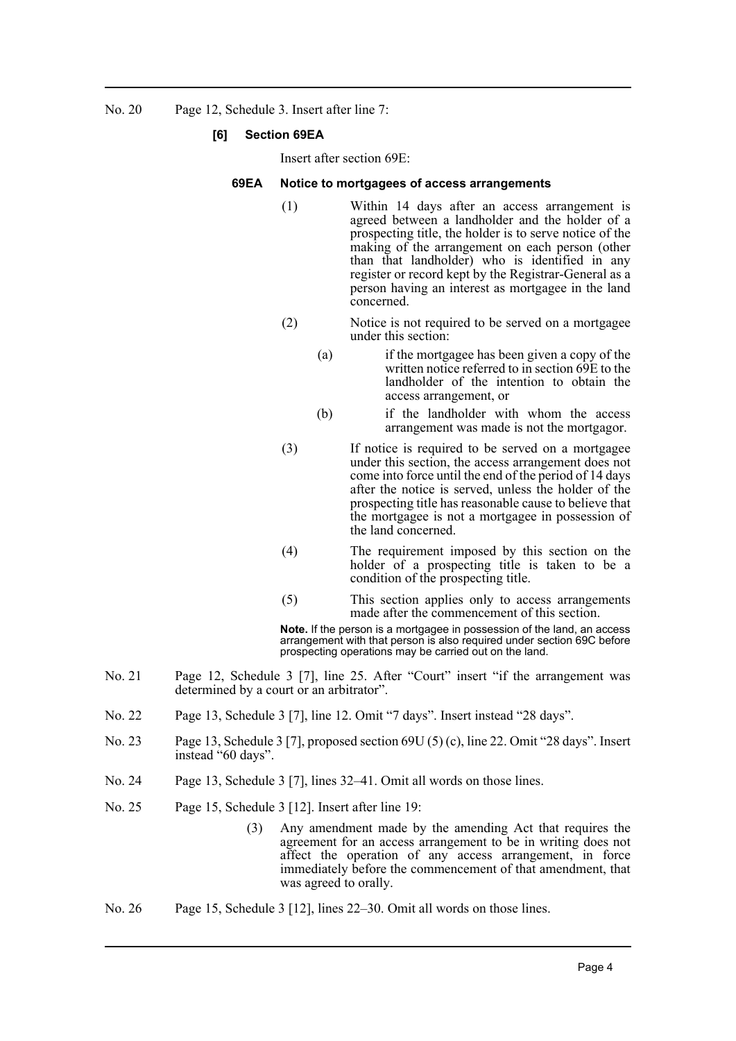No. 20 Page 12, Schedule 3. Insert after line 7:

**[6] Section 69EA**

Insert after section 69E:

**69EA Notice to mortgagees of access arrangements**

(1) Within 14 days after an access arrangement is agreed between a landholder and the holder of a prospecting title, the holder is to serve notice of the making of the arrangement on each person (other than that landholder) who is identified in any register or record kept by the Registrar-General as a person having an interest as mortgagee in the land concerned.

(2) Notice is not required to be served on a mortgagee under this section:

(a) if the mortgagee has been given a copy of the written notice referred to in section 69E to the landholder of the intention to obtain the access arrangement, or

(b) if the landholder with whom the access arrangement was made is not the mortgagor.

(3) If notice is required to be served on a mortgagee under this section, the access arrangement does not come into force until the end of the period of 14 days after the notice is served, unless the holder of the prospecting title has reasonable cause to believe that the mortgagee is not a mortgagee in possession of the land concerned.

(4) The requirement imposed by this section on the holder of a prospecting title is taken to be a condition of the prospecting title.

(5) This section applies only to access arrangements made after the commencement of this section.

**Note.** If the person is a mortgagee in possession of the land, an access arrangement with that person is also required under section 69C before prospecting operations may be carried out on the land.

No. 21 Page 12, Schedule 3 [7], line 25. After "Court" insert "if the arrangement was determined by a court or an arbitrator".

No. 22 Page 13, Schedule 3 [7], line 12. Omit "7 days". Insert instead "28 days".

No. 23 Page 13, Schedule 3 [7], proposed section 69U (5) (c), line 22. Omit "28 days". Insert instead "60 days".

No. 24 Page 13, Schedule 3 [7], lines 32–41. Omit all words on those lines.

No. 25 Page 15, Schedule 3 [12]. Insert after line 19:

(3) Any amendment made by the amending Act that requires the agreement for an access arrangement to be in writing does not affect the operation of any access arrangement, in force immediately before the commencement of that amendment, that was agreed to orally.

No. 26 Page 15, Schedule 3 [12], lines 22–30. Omit all words on those lines.